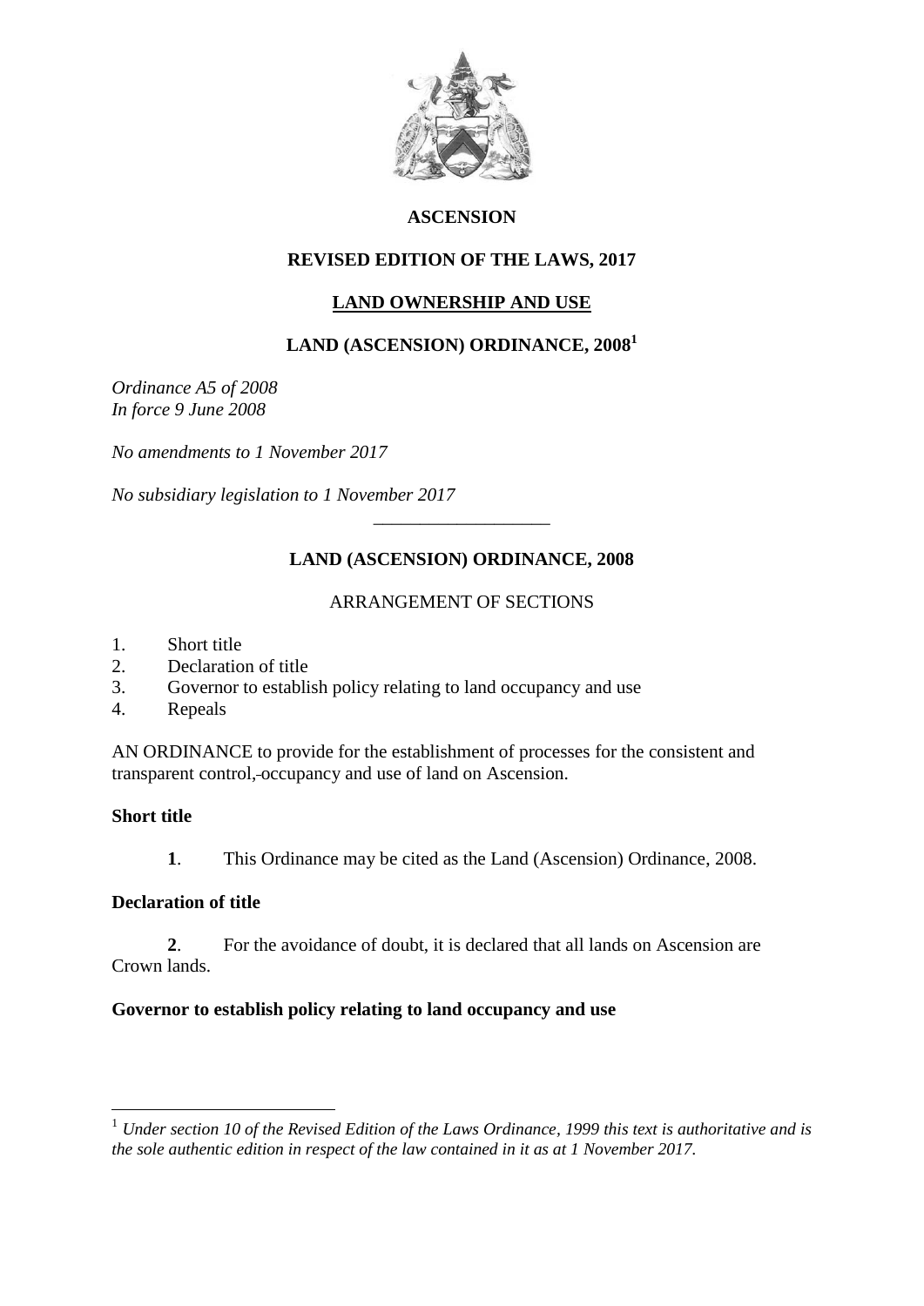**ASCENSION**

**REVISED EDITION OF THE LAWS, 2017**

**LAND OWNERSHIP AND USE**

# LAND (ASCENSION) ORDINANCE, 2008[1]

*Ordinance A5 of 2008*
*In force 9 June 2008*

*No amendments to 1 November 2017*

*No subsidiary legislation to 1 November 2017*

---

## LAND (ASCENSION) ORDINANCE, 2008

ARRANGEMENT OF SECTIONS

1. Short title
2. Declaration of title
3. Governor to establish policy relating to land occupancy and use
4. Repeals

AN ORDINANCE to provide for the establishment of processes for the consistent and transparent control, occupancy and use of land on Ascension.

### Short title

**1**. This Ordinance may be cited as the Land (Ascension) Ordinance, 2008.

### Declaration of title

**2**. For the avoidance of doubt, it is declared that all lands on Ascension are Crown lands.

### Governor to establish policy relating to land occupancy and use

---

[1] *Under section 10 of the Revised Edition of the Laws Ordinance, 1999 this text is authoritative and is the sole authentic edition in respect of the law contained in it as at 1 November 2017.*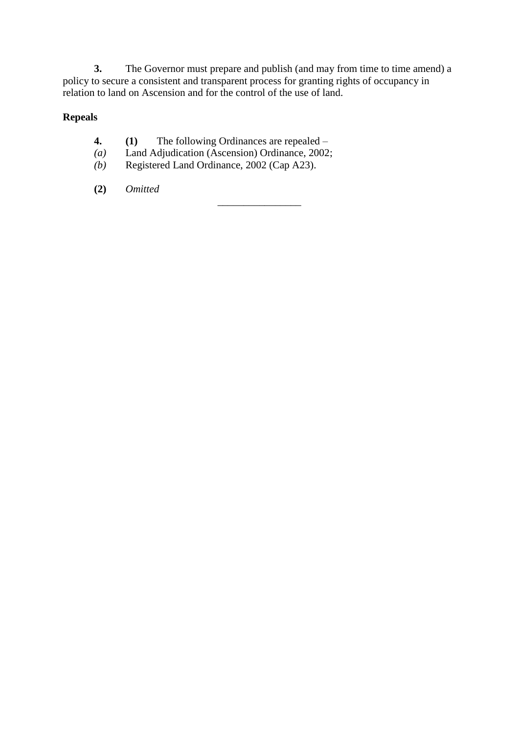**3.** The Governor must prepare and publish (and may from time to time amend) a policy to secure a consistent and transparent process for granting rights of occupancy in relation to land on Ascension and for the control of the use of land.

**Repeals**

**4.** **(1)** The following Ordinances are repealed –

*(a)* Land Adjudication (Ascension) Ordinance, 2002;

*(b)* Registered Land Ordinance, 2002 (Cap A23).

**(2)** *Omitted*

________________